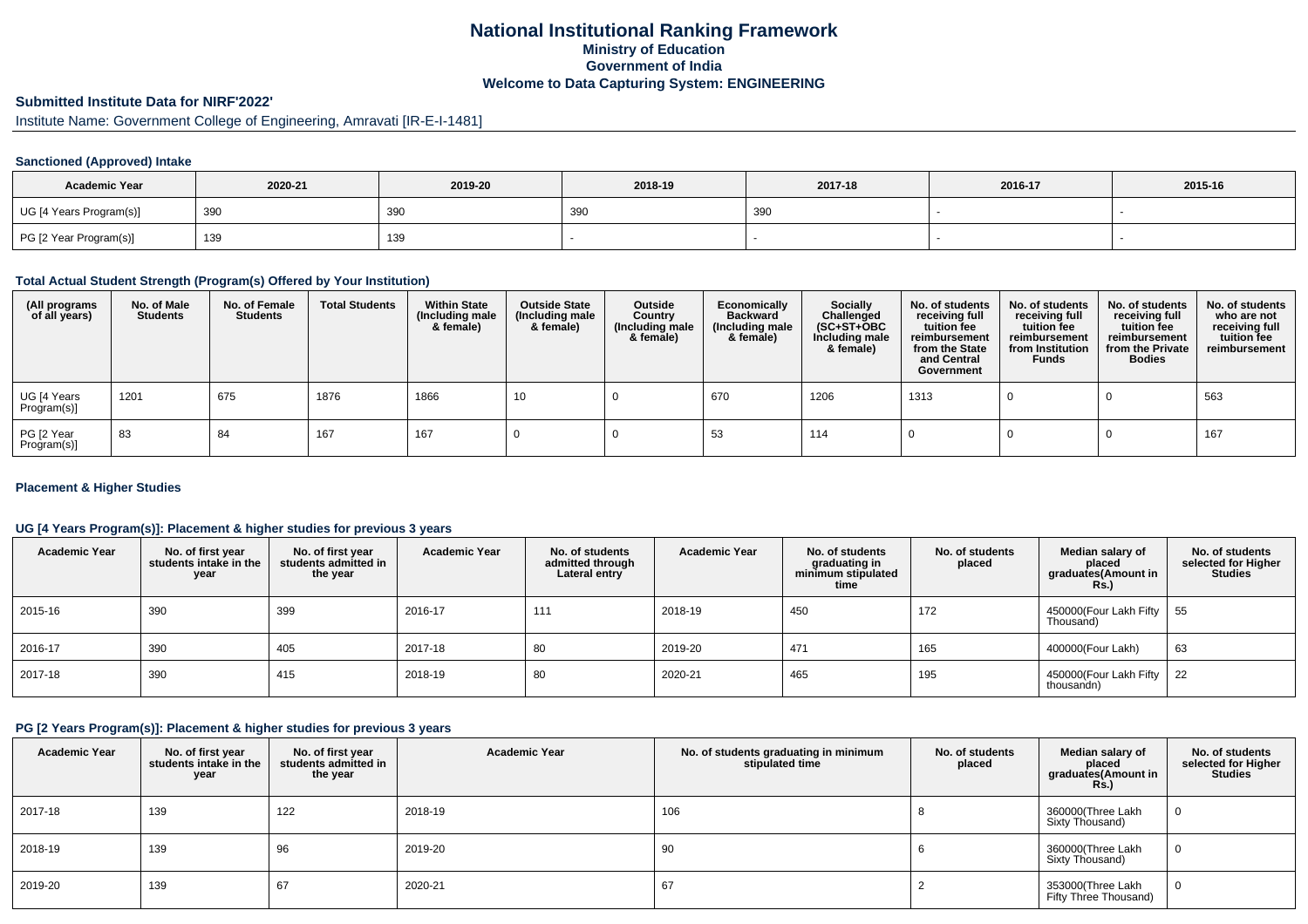# National Institutional Ranking Framework
## Ministry of Education
## Government of India
## Welcome to Data Capturing System: ENGINEERING

### Submitted Institute Data for NIRF'2022'

Institute Name: Government College of Engineering, Amravati [IR-E-I-1481]

### Sanctioned (Approved) Intake

| Academic Year | 2020-21 | 2019-20 | 2018-19 | 2017-18 | 2016-17 | 2015-16 |
|---|---|---|---|---|---|---|
| UG [4 Years Program(s)] | 390 | 390 | 390 | 390 | - | - |
| PG [2 Year Program(s)] | 139 | 139 | - | - | - | - |

### Total Actual Student Strength (Program(s) Offered by Your Institution)

| (All programs of all years) | No. of Male Students | No. of Female Students | Total Students | Within State (Including male & female) | Outside State (Including male & female) | Outside Country (Including male & female) | Economically Backward (Including male & female) | Socially Challenged (SC+ST+OBC Including male & female) | No. of students receiving full tuition fee reimbursement from the State and Central Government | No. of students receiving full tuition fee reimbursement from Institution Funds | No. of students receiving full tuition fee reimbursement from the Private Bodies | No. of students who are not receiving full tuition fee reimbursement |
|---|---|---|---|---|---|---|---|---|---|---|---|---|
| UG [4 Years Program(s)] | 1201 | 675 | 1876 | 1866 | 10 | 0 | 670 | 1206 | 1313 | 0 | 0 | 563 |
| PG [2 Year Program(s)] | 83 | 84 | 167 | 167 | 0 | 0 | 53 | 114 | 0 | 0 | 0 | 167 |

### Placement & Higher Studies

### UG [4 Years Program(s)]: Placement & higher studies for previous 3 years

| Academic Year | No. of first year students intake in the year | No. of first year students admitted in the year | Academic Year | No. of students admitted through Lateral entry | Academic Year | No. of students graduating in minimum stipulated time | No. of students placed | Median salary of placed graduates(Amount in Rs.) | No. of students selected for Higher Studies |
|---|---|---|---|---|---|---|---|---|---|
| 2015-16 | 390 | 399 | 2016-17 | 111 | 2018-19 | 450 | 172 | 450000(Four Lakh Fifty Thousand) | 55 |
| 2016-17 | 390 | 405 | 2017-18 | 80 | 2019-20 | 471 | 165 | 400000(Four Lakh) | 63 |
| 2017-18 | 390 | 415 | 2018-19 | 80 | 2020-21 | 465 | 195 | 450000(Four Lakh Fifty thousandn) | 22 |

### PG [2 Years Program(s)]: Placement & higher studies for previous 3 years

| Academic Year | No. of first year students intake in the year | No. of first year students admitted in the year | Academic Year | No. of students graduating in minimum stipulated time | No. of students placed | Median salary of placed graduates(Amount in Rs.) | No. of students selected for Higher Studies |
|---|---|---|---|---|---|---|---|
| 2017-18 | 139 | 122 | 2018-19 | 106 | 8 | 360000(Three Lakh Sixty Thousand) | 0 |
| 2018-19 | 139 | 96 | 2019-20 | 90 | 6 | 360000(Three Lakh Sixty Thousand) | 0 |
| 2019-20 | 139 | 67 | 2020-21 | 67 | 2 | 353000(Three Lakh Fifty Three Thousand) | 0 |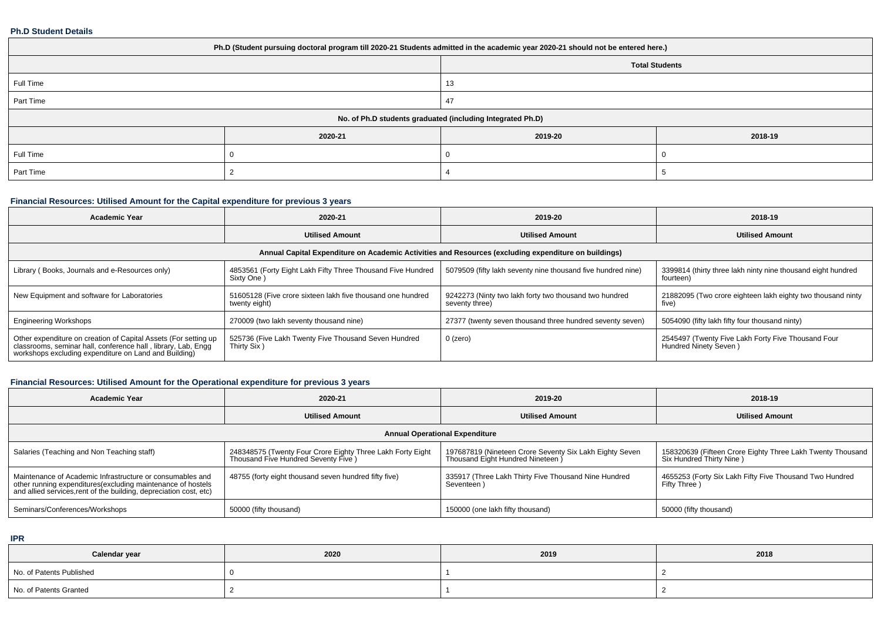#### Ph.D Student Details

| Ph.D (Student pursuing doctoral program till 2020-21 Students admitted in the academic year 2020-21 should not be entered here.) | | | |
|---|---|---|---|
| | | Total Students | |
| Full Time | | 13 | |
| Part Time | | 47 | |
| No. of Ph.D students graduated (including Integrated Ph.D) | | | |
| | 2020-21 | 2019-20 | 2018-19 |
| Full Time | 0 | 0 | 0 |
| Part Time | 2 | 4 | 5 |

#### Financial Resources: Utilised Amount for the Capital expenditure for previous 3 years

| Academic Year | 2020-21 | 2019-20 | 2018-19 |
|---|---|---|---|
| | Utilised Amount | Utilised Amount | Utilised Amount |
| Annual Capital Expenditure on Academic Activities and Resources (excluding expenditure on buildings) | | | |
| Library ( Books, Journals and e-Resources only) | 4853561 (Forty Eight Lakh Fifty Three Thousand Five Hundred Sixty One ) | 5079509 (fifty lakh seventy nine thousand five hundred nine) | 3399814 (thirty three lakh ninty nine thousand eight hundred fourteen) |
| New Equipment and software for Laboratories | 51605128 (Five crore sixteen lakh five thousand one hundred twenty eight) | 9242273 (Ninty two lakh forty two thousand two hundred seventy three) | 21882095 (Two crore eighteen lakh eighty two thousand ninty five) |
| Engineering Workshops | 270009 (two lakh seventy thousand nine) | 27377 (twenty seven thousand three hundred seventy seven) | 5054090 (fifty lakh fifty four thousand ninty) |
| Other expenditure on creation of Capital Assets (For setting up classrooms, seminar hall, conference hall , library, Lab, Engg workshops excluding expenditure on Land and Building) | 525736 (Five Lakh Twenty Five Thousand Seven Hundred Thirty Six ) | 0 (zero) | 2545497 (Twenty Five Lakh Forty Five Thousand Four Hundred Ninety Seven ) |

#### Financial Resources: Utilised Amount for the Operational expenditure for previous 3 years

| Academic Year | 2020-21 | 2019-20 | 2018-19 |
|---|---|---|---|
| | Utilised Amount | Utilised Amount | Utilised Amount |
| Annual Operational Expenditure | | | |
| Salaries (Teaching and Non Teaching staff) | 248348575 (Twenty Four Crore Eighty Three Lakh Forty Eight Thousand Five Hundred Seventy Five ) | 197687819 (Nineteen Crore Seventy Six Lakh Eighty Seven Thousand Eight Hundred Nineteen ) | 158320639 (Fifteen Crore Eighty Three Lakh Twenty Thousand Six Hundred Thirty Nine ) |
| Maintenance of Academic Infrastructure or consumables and other running expenditures(excluding maintenance of hostels and allied services,rent of the building, depreciation cost, etc) | 48755 (forty eight thousand seven hundred fifty five) | 335917 (Three Lakh Thirty Five Thousand Nine Hundred Seventeen ) | 4655253 (Forty Six Lakh Fifty Five Thousand Two Hundred Fifty Three ) |
| Seminars/Conferences/Workshops | 50000 (fifty thousand) | 150000 (one lakh fifty thousand) | 50000 (fifty thousand) |

#### IPR

| Calendar year | 2020 | 2019 | 2018 |
|---|---|---|---|
| No. of Patents Published | 0 | 1 | 2 |
| No. of Patents Granted | 2 | 1 | 2 |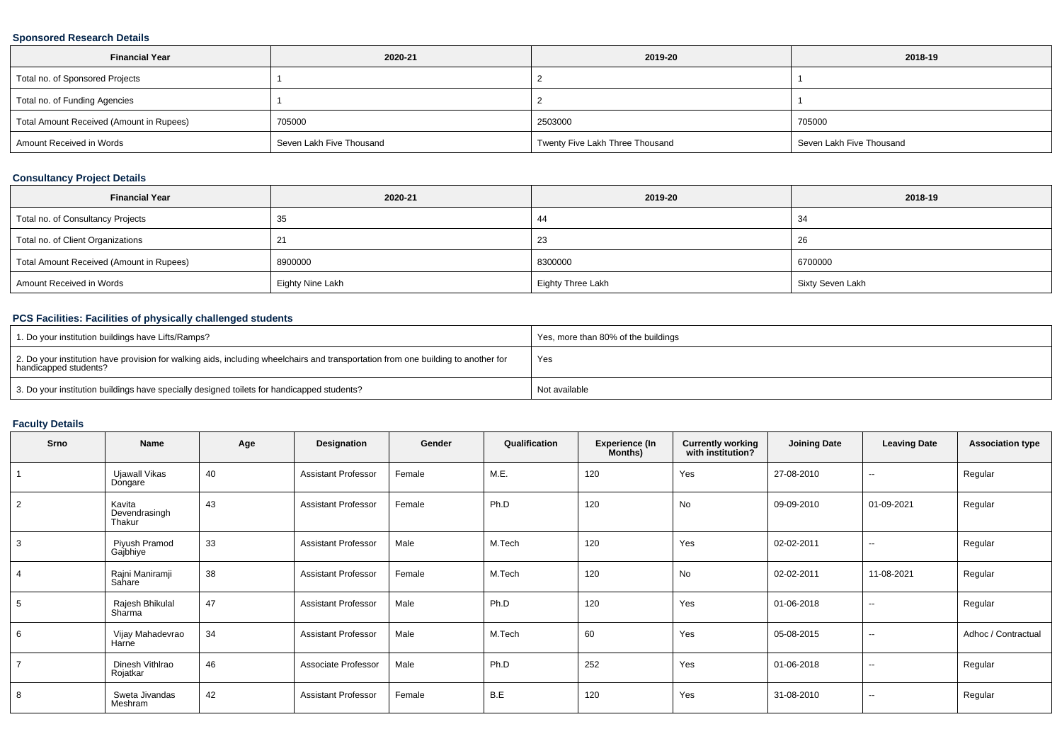### Sponsored Research Details

| Financial Year | 2020-21 | 2019-20 | 2018-19 |
|---|---|---|---|
| Total no. of Sponsored Projects | 1 | 2 | 1 |
| Total no. of Funding Agencies | 1 | 2 | 1 |
| Total Amount Received (Amount in Rupees) | 705000 | 2503000 | 705000 |
| Amount Received in Words | Seven Lakh Five Thousand | Twenty Five Lakh Three Thousand | Seven Lakh Five Thousand |

### Consultancy Project Details

| Financial Year | 2020-21 | 2019-20 | 2018-19 |
|---|---|---|---|
| Total no. of Consultancy Projects | 35 | 44 | 34 |
| Total no. of Client Organizations | 21 | 23 | 26 |
| Total Amount Received (Amount in Rupees) | 8900000 | 8300000 | 6700000 |
| Amount Received in Words | Eighty Nine Lakh | Eighty Three Lakh | Sixty Seven Lakh |

### PCS Facilities: Facilities of physically challenged students

| | |
|---|---|
| 1. Do your institution buildings have Lifts/Ramps? | Yes, more than 80% of the buildings |
| 2. Do your institution have provision for walking aids, including wheelchairs and transportation from one building to another for handicapped students? | Yes |
| 3. Do your institution buildings have specially designed toilets for handicapped students? | Not available |

### Faculty Details

| Srno | Name | Age | Designation | Gender | Qualification | Experience (In Months) | Currently working with institution? | Joining Date | Leaving Date | Association type |
|---|---|---|---|---|---|---|---|---|---|---|
| 1 | Ujawall Vikas Dongare | 40 | Assistant Professor | Female | M.E. | 120 | Yes | 27-08-2010 | -- | Regular |
| 2 | Kavita Devendrasingh Thakur | 43 | Assistant Professor | Female | Ph.D | 120 | No | 09-09-2010 | 01-09-2021 | Regular |
| 3 | Piyush Pramod Gajbhiye | 33 | Assistant Professor | Male | M.Tech | 120 | Yes | 02-02-2011 | -- | Regular |
| 4 | Rajni Maniramji Sahare | 38 | Assistant Professor | Female | M.Tech | 120 | No | 02-02-2011 | 11-08-2021 | Regular |
| 5 | Rajesh Bhikulal Sharma | 47 | Assistant Professor | Male | Ph.D | 120 | Yes | 01-06-2018 | -- | Regular |
| 6 | Vijay Mahadevrao Harne | 34 | Assistant Professor | Male | M.Tech | 60 | Yes | 05-08-2015 | -- | Adhoc / Contractual |
| 7 | Dinesh Vithlrao Rojatkar | 46 | Associate Professor | Male | Ph.D | 252 | Yes | 01-06-2018 | -- | Regular |
| 8 | Sweta Jivandas Meshram | 42 | Assistant Professor | Female | B.E | 120 | Yes | 31-08-2010 | -- | Regular |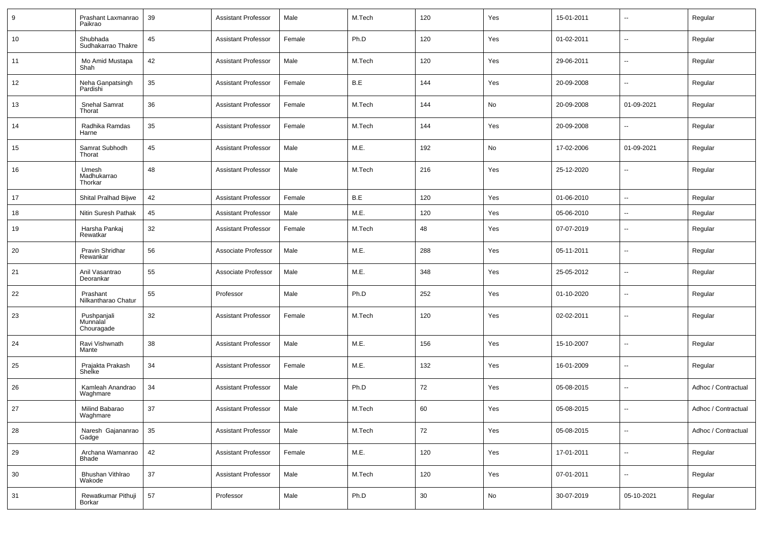| 9 | Prashant Laxmanrao Paikrao | 39 | Assistant Professor | Male | M.Tech | 120 | Yes | 15-01-2011 | -- | Regular |
|---|---|---|---|---|---|---|---|---|---|---|
| 10 | Shubhada Sudhakarrao Thakre | 45 | Assistant Professor | Female | Ph.D | 120 | Yes | 01-02-2011 | -- | Regular |
| 11 | Mo Amid Mustapa Shah | 42 | Assistant Professor | Male | M.Tech | 120 | Yes | 29-06-2011 | -- | Regular |
| 12 | Neha Ganpatsingh Pardishi | 35 | Assistant Professor | Female | B.E | 144 | Yes | 20-09-2008 | -- | Regular |
| 13 | Snehal Samrat Thorat | 36 | Assistant Professor | Female | M.Tech | 144 | No | 20-09-2008 | 01-09-2021 | Regular |
| 14 | Radhika Ramdas Harne | 35 | Assistant Professor | Female | M.Tech | 144 | Yes | 20-09-2008 | -- | Regular |
| 15 | Samrat Subhodh Thorat | 45 | Assistant Professor | Male | M.E. | 192 | No | 17-02-2006 | 01-09-2021 | Regular |
| 16 | Umesh Madhukarrao Thorkar | 48 | Assistant Professor | Male | M.Tech | 216 | Yes | 25-12-2020 | -- | Regular |
| 17 | Shital Pralhad Bijwe | 42 | Assistant Professor | Female | B.E | 120 | Yes | 01-06-2010 | -- | Regular |
| 18 | Nitin Suresh Pathak | 45 | Assistant Professor | Male | M.E. | 120 | Yes | 05-06-2010 | -- | Regular |
| 19 | Harsha Pankaj Rewatkar | 32 | Assistant Professor | Female | M.Tech | 48 | Yes | 07-07-2019 | -- | Regular |
| 20 | Pravin Shridhar Rewankar | 56 | Associate Professor | Male | M.E. | 288 | Yes | 05-11-2011 | -- | Regular |
| 21 | Anil Vasantrao Deorankar | 55 | Associate Professor | Male | M.E. | 348 | Yes | 25-05-2012 | -- | Regular |
| 22 | Prashant Nilkantharao Chatur | 55 | Professor | Male | Ph.D | 252 | Yes | 01-10-2020 | -- | Regular |
| 23 | Pushpanjali Munnalal Chouragade | 32 | Assistant Professor | Female | M.Tech | 120 | Yes | 02-02-2011 | -- | Regular |
| 24 | Ravi Vishwnath Mante | 38 | Assistant Professor | Male | M.E. | 156 | Yes | 15-10-2007 | -- | Regular |
| 25 | Prajakta Prakash Shelke | 34 | Assistant Professor | Female | M.E. | 132 | Yes | 16-01-2009 | -- | Regular |
| 26 | Kamleah Anandrao Waghmare | 34 | Assistant Professor | Male | Ph.D | 72 | Yes | 05-08-2015 | -- | Adhoc / Contractual |
| 27 | Milind Babarao Waghmare | 37 | Assistant Professor | Male | M.Tech | 60 | Yes | 05-08-2015 | -- | Adhoc / Contractual |
| 28 | Naresh Gajananrao Gadge | 35 | Assistant Professor | Male | M.Tech | 72 | Yes | 05-08-2015 | -- | Adhoc / Contractual |
| 29 | Archana Wamanrao Bhade | 42 | Assistant Professor | Female | M.E. | 120 | Yes | 17-01-2011 | -- | Regular |
| 30 | Bhushan Vithlrao Wakode | 37 | Assistant Professor | Male | M.Tech | 120 | Yes | 07-01-2011 | -- | Regular |
| 31 | Rewatkumar Pithuji Borkar | 57 | Professor | Male | Ph.D | 30 | No | 30-07-2019 | 05-10-2021 | Regular |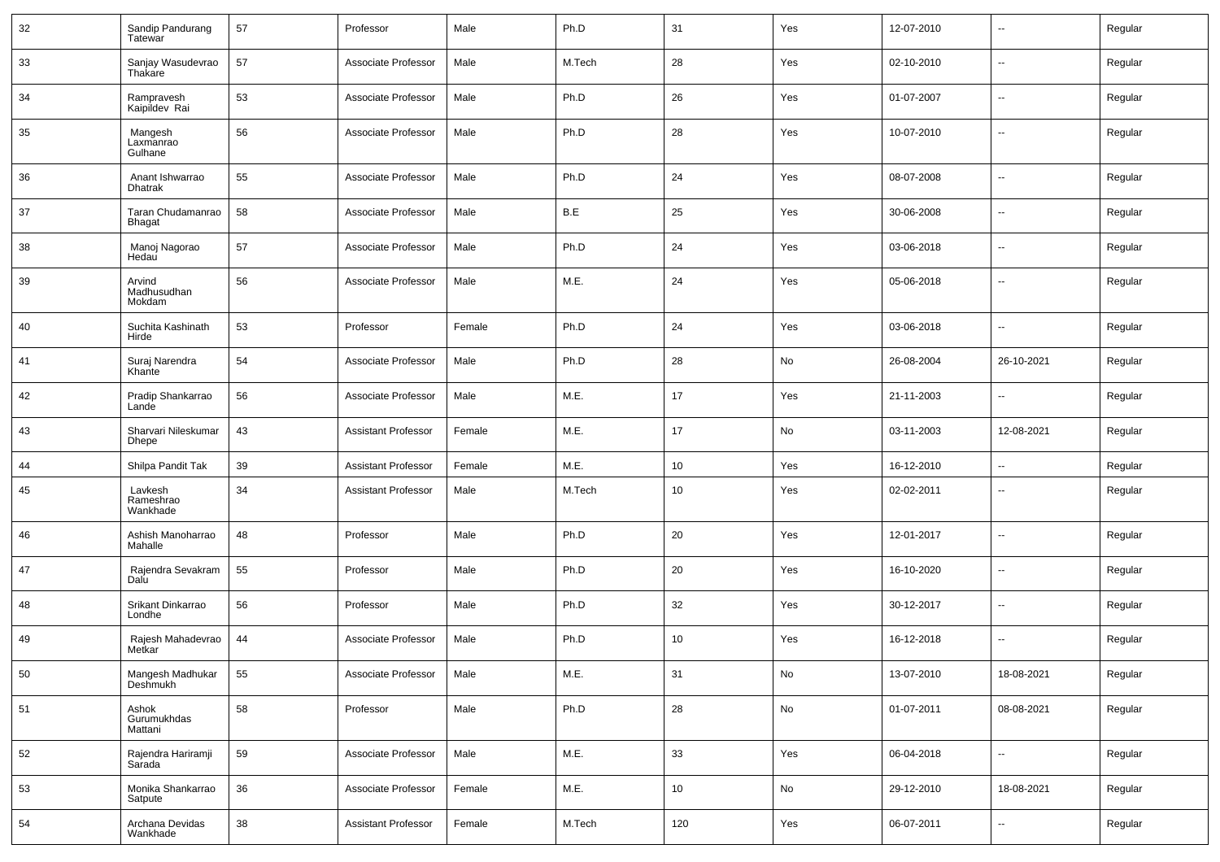| 32 | Sandip Pandurang Tatewar | 57 | Professor | Male | Ph.D | 31 | Yes | 12-07-2010 | -- | Regular |
|---|---|---|---|---|---|---|---|---|---|---|
| 33 | Sanjay Wasudevrao Thakare | 57 | Associate Professor | Male | M.Tech | 28 | Yes | 02-10-2010 | -- | Regular |
| 34 | Rampravesh Kaipildev Rai | 53 | Associate Professor | Male | Ph.D | 26 | Yes | 01-07-2007 | -- | Regular |
| 35 | Mangesh Laxmanrao Gulhane | 56 | Associate Professor | Male | Ph.D | 28 | Yes | 10-07-2010 | -- | Regular |
| 36 | Anant Ishwarrao Dhatrak | 55 | Associate Professor | Male | Ph.D | 24 | Yes | 08-07-2008 | -- | Regular |
| 37 | Taran Chudamanrao Bhagat | 58 | Associate Professor | Male | B.E | 25 | Yes | 30-06-2008 | -- | Regular |
| 38 | Manoj Nagorao Hedau | 57 | Associate Professor | Male | Ph.D | 24 | Yes | 03-06-2018 | -- | Regular |
| 39 | Arvind Madhusudhan Mokdam | 56 | Associate Professor | Male | M.E. | 24 | Yes | 05-06-2018 | -- | Regular |
| 40 | Suchita Kashinath Hirde | 53 | Professor | Female | Ph.D | 24 | Yes | 03-06-2018 | -- | Regular |
| 41 | Suraj Narendra Khante | 54 | Associate Professor | Male | Ph.D | 28 | No | 26-08-2004 | 26-10-2021 | Regular |
| 42 | Pradip Shankarrao Lande | 56 | Associate Professor | Male | M.E. | 17 | Yes | 21-11-2003 | -- | Regular |
| 43 | Sharvari Nileskumar Dhepe | 43 | Assistant Professor | Female | M.E. | 17 | No | 03-11-2003 | 12-08-2021 | Regular |
| 44 | Shilpa Pandit Tak | 39 | Assistant Professor | Female | M.E. | 10 | Yes | 16-12-2010 | -- | Regular |
| 45 | Lavkesh Rameshrao Wankhade | 34 | Assistant Professor | Male | M.Tech | 10 | Yes | 02-02-2011 | -- | Regular |
| 46 | Ashish Manoharrao Mahalle | 48 | Professor | Male | Ph.D | 20 | Yes | 12-01-2017 | -- | Regular |
| 47 | Rajendra Sevakram Dalu | 55 | Professor | Male | Ph.D | 20 | Yes | 16-10-2020 | -- | Regular |
| 48 | Srikant Dinkarrao Londhe | 56 | Professor | Male | Ph.D | 32 | Yes | 30-12-2017 | -- | Regular |
| 49 | Rajesh Mahadevrao Metkar | 44 | Associate Professor | Male | Ph.D | 10 | Yes | 16-12-2018 | -- | Regular |
| 50 | Mangesh Madhukar Deshmukh | 55 | Associate Professor | Male | M.E. | 31 | No | 13-07-2010 | 18-08-2021 | Regular |
| 51 | Ashok Gurumukhdas Mattani | 58 | Professor | Male | Ph.D | 28 | No | 01-07-2011 | 08-08-2021 | Regular |
| 52 | Rajendra Hariramji Sarada | 59 | Associate Professor | Male | M.E. | 33 | Yes | 06-04-2018 | -- | Regular |
| 53 | Monika Shankarrao Satpute | 36 | Associate Professor | Female | M.E. | 10 | No | 29-12-2010 | 18-08-2021 | Regular |
| 54 | Archana Devidas Wankhade | 38 | Assistant Professor | Female | M.Tech | 120 | Yes | 06-07-2011 | -- | Regular |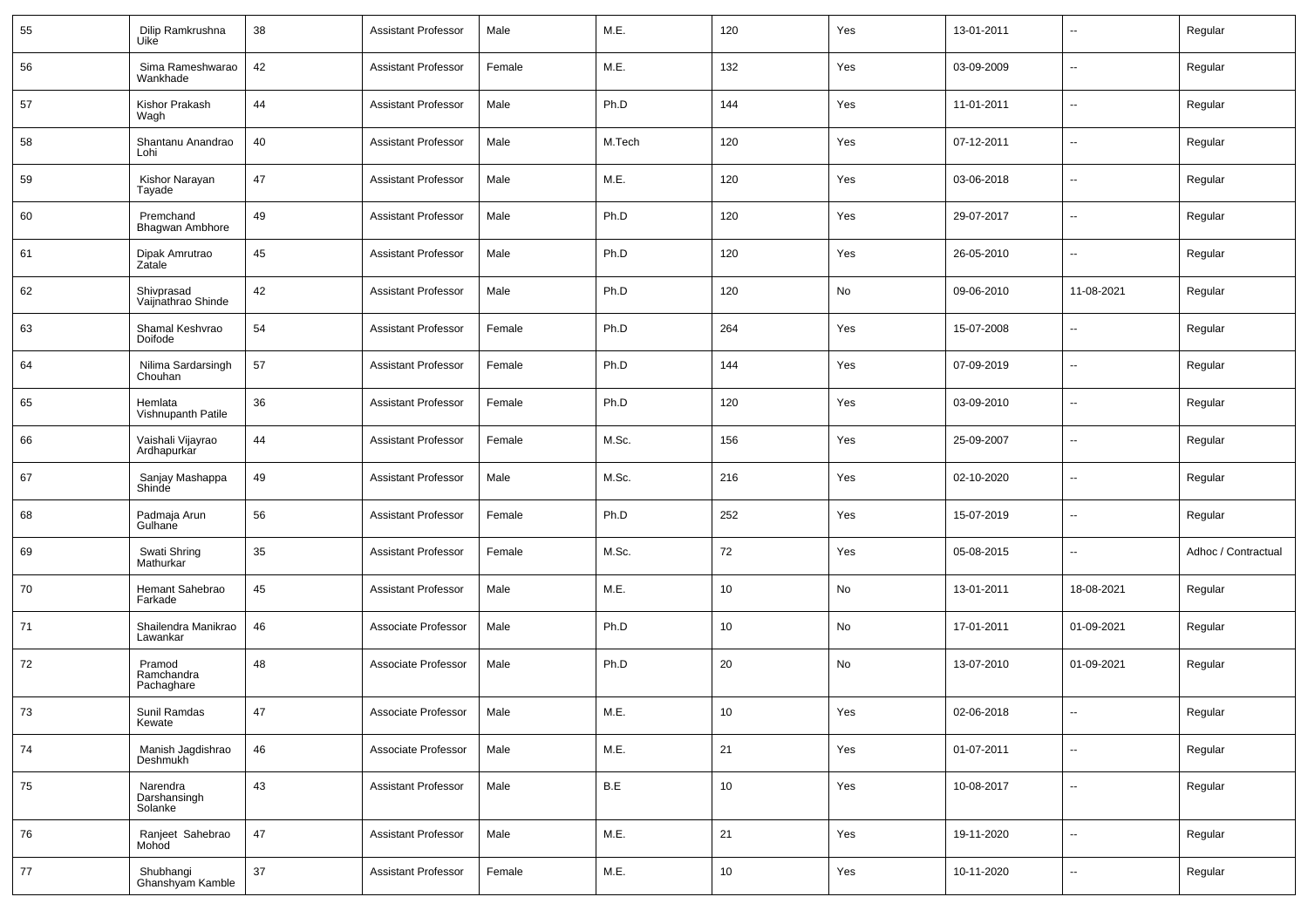| 55 | Dilip Ramkrushna Uike | 38 | Assistant Professor | Male | M.E. | 120 | Yes | 13-01-2011 | -- | Regular |
|---|---|---|---|---|---|---|---|---|---|---|
| 56 | Sima Rameshwarao Wankhade | 42 | Assistant Professor | Female | M.E. | 132 | Yes | 03-09-2009 | -- | Regular |
| 57 | Kishor Prakash Wagh | 44 | Assistant Professor | Male | Ph.D | 144 | Yes | 11-01-2011 | -- | Regular |
| 58 | Shantanu Anandrao Lohi | 40 | Assistant Professor | Male | M.Tech | 120 | Yes | 07-12-2011 | -- | Regular |
| 59 | Kishor Narayan Tayade | 47 | Assistant Professor | Male | M.E. | 120 | Yes | 03-06-2018 | -- | Regular |
| 60 | Premchand Bhagwan Ambhore | 49 | Assistant Professor | Male | Ph.D | 120 | Yes | 29-07-2017 | -- | Regular |
| 61 | Dipak Amrutrao Zatale | 45 | Assistant Professor | Male | Ph.D | 120 | Yes | 26-05-2010 | -- | Regular |
| 62 | Shivprasad Vaijnathrao Shinde | 42 | Assistant Professor | Male | Ph.D | 120 | No | 09-06-2010 | 11-08-2021 | Regular |
| 63 | Shamal Keshvrao Doifode | 54 | Assistant Professor | Female | Ph.D | 264 | Yes | 15-07-2008 | -- | Regular |
| 64 | Nilima Sardarsingh Chouhan | 57 | Assistant Professor | Female | Ph.D | 144 | Yes | 07-09-2019 | -- | Regular |
| 65 | Hemlata Vishnupanth Patile | 36 | Assistant Professor | Female | Ph.D | 120 | Yes | 03-09-2010 | -- | Regular |
| 66 | Vaishali Vijayrao Ardhapurkar | 44 | Assistant Professor | Female | M.Sc. | 156 | Yes | 25-09-2007 | -- | Regular |
| 67 | Sanjay Mashappa Shinde | 49 | Assistant Professor | Male | M.Sc. | 216 | Yes | 02-10-2020 | -- | Regular |
| 68 | Padmaja Arun Gulhane | 56 | Assistant Professor | Female | Ph.D | 252 | Yes | 15-07-2019 | -- | Regular |
| 69 | Swati Shring Mathurkar | 35 | Assistant Professor | Female | M.Sc. | 72 | Yes | 05-08-2015 | -- | Adhoc / Contractual |
| 70 | Hemant Sahebrao Farkade | 45 | Assistant Professor | Male | M.E. | 10 | No | 13-01-2011 | 18-08-2021 | Regular |
| 71 | Shailendra Manikrao Lawankar | 46 | Associate Professor | Male | Ph.D | 10 | No | 17-01-2011 | 01-09-2021 | Regular |
| 72 | Pramod Ramchandra Pachaghare | 48 | Associate Professor | Male | Ph.D | 20 | No | 13-07-2010 | 01-09-2021 | Regular |
| 73 | Sunil Ramdas Kewate | 47 | Associate Professor | Male | M.E. | 10 | Yes | 02-06-2018 | -- | Regular |
| 74 | Manish Jagdishrao Deshmukh | 46 | Associate Professor | Male | M.E. | 21 | Yes | 01-07-2011 | -- | Regular |
| 75 | Narendra Darshansingh Solanke | 43 | Assistant Professor | Male | B.E | 10 | Yes | 10-08-2017 | -- | Regular |
| 76 | Ranjeet Sahebrao Mohod | 47 | Assistant Professor | Male | M.E. | 21 | Yes | 19-11-2020 | -- | Regular |
| 77 | Shubhangi Ghanshyam Kamble | 37 | Assistant Professor | Female | M.E. | 10 | Yes | 10-11-2020 | -- | Regular |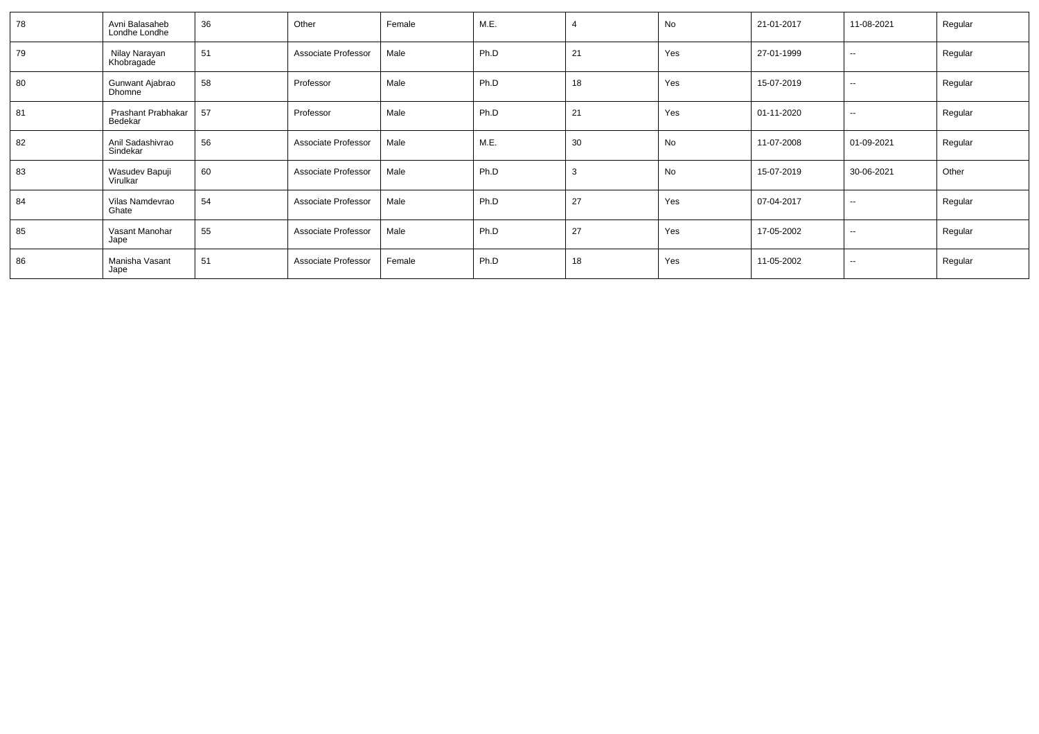| | | | | | | | | | | |
|---|---|---|---|---|---|---|---|---|---|---|
| 78 | Avni Balasaheb Londhe Londhe | 36 | Other | Female | M.E. | 4 | No | 21-01-2017 | 11-08-2021 | Regular |
| 79 | Nilay Narayan Khobragade | 51 | Associate Professor | Male | Ph.D | 21 | Yes | 27-01-1999 | -- | Regular |
| 80 | Gunwant Ajabrao Dhomne | 58 | Professor | Male | Ph.D | 18 | Yes | 15-07-2019 | -- | Regular |
| 81 | Prashant Prabhakar Bedekar | 57 | Professor | Male | Ph.D | 21 | Yes | 01-11-2020 | -- | Regular |
| 82 | Anil Sadashivrao Sindekar | 56 | Associate Professor | Male | M.E. | 30 | No | 11-07-2008 | 01-09-2021 | Regular |
| 83 | Wasudev Bapuji Virulkar | 60 | Associate Professor | Male | Ph.D | 3 | No | 15-07-2019 | 30-06-2021 | Other |
| 84 | Vilas Namdevrao Ghate | 54 | Associate Professor | Male | Ph.D | 27 | Yes | 07-04-2017 | -- | Regular |
| 85 | Vasant Manohar Jape | 55 | Associate Professor | Male | Ph.D | 27 | Yes | 17-05-2002 | -- | Regular |
| 86 | Manisha Vasant Jape | 51 | Associate Professor | Female | Ph.D | 18 | Yes | 11-05-2002 | -- | Regular |